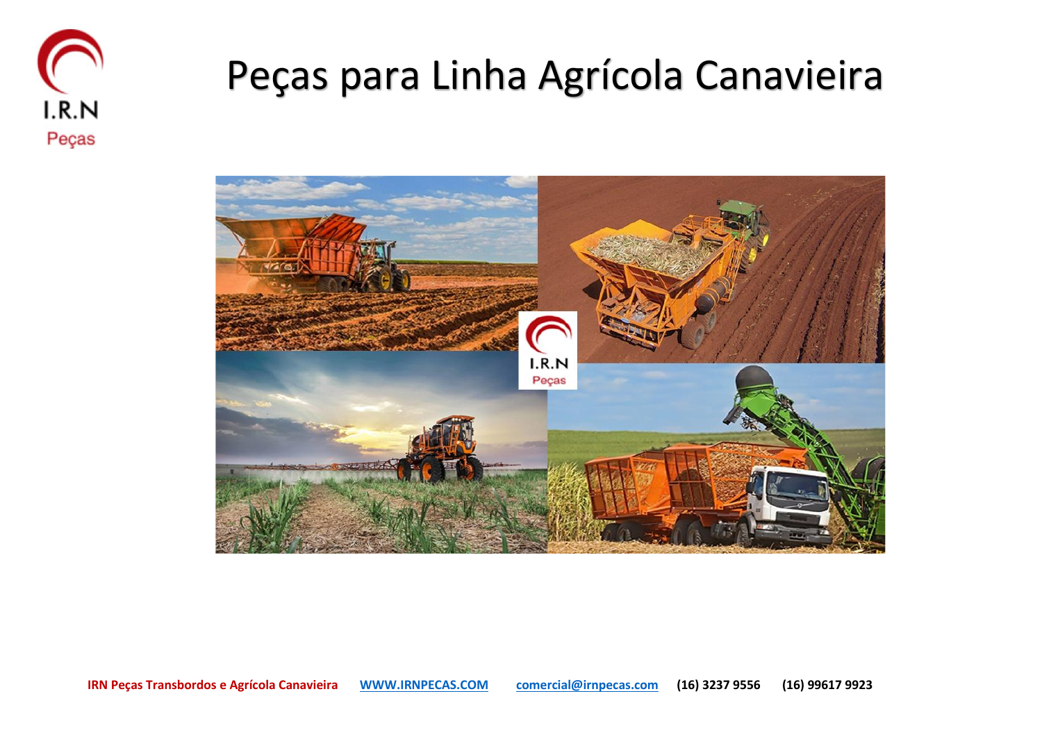I.R.N
Peças

# Peças para Linha Agrícola Canavieira

**IRN Peças Transbordos e Agrícola Canavieira** **WWW.IRNPECAS.COM** **comercial@irnpecas.com** **(16) 3237 9556** **(16) 99617 9923**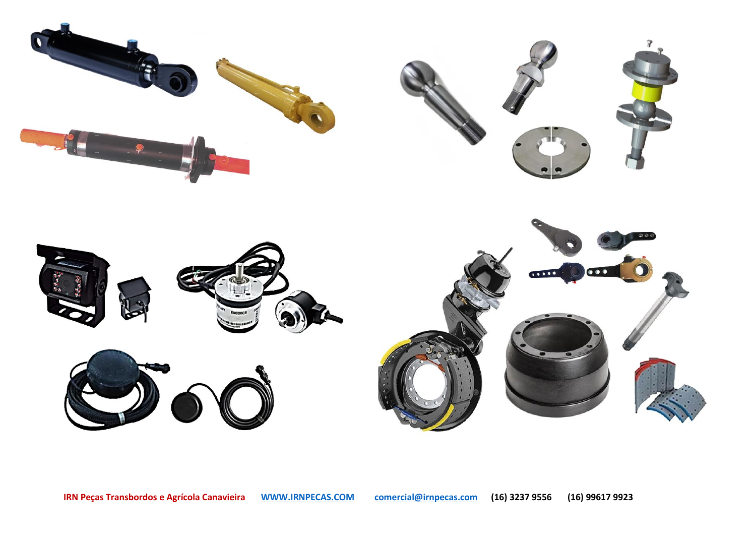**IRN Peças Transbordos e Agrícola Canavieira** WWW.IRNPECAS.COM comercial@irnpecas.com **(16) 3237 9556** **(16) 99617 9923**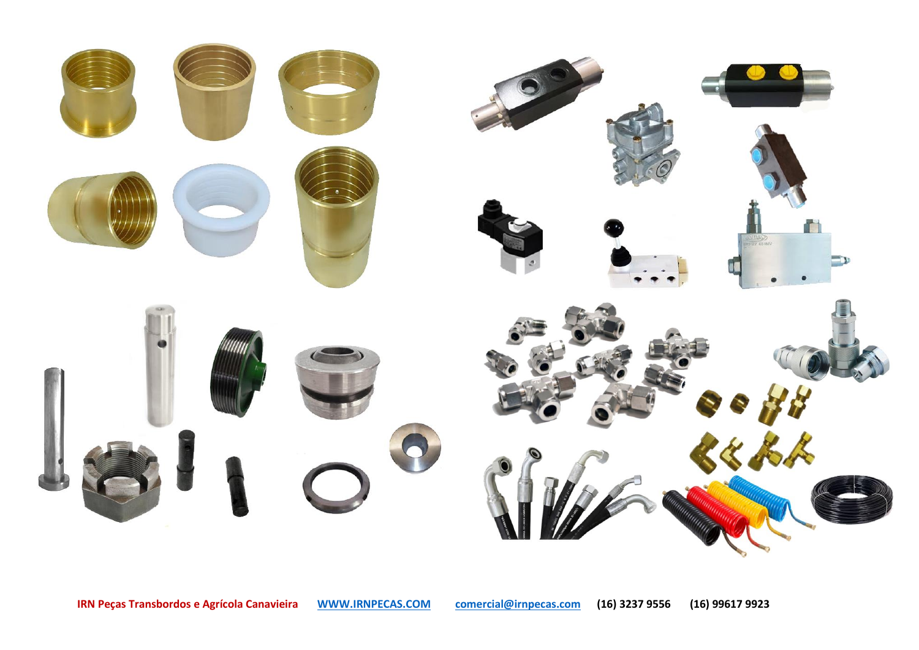IRN Peças Transbordos e Agrícola Canavieira WWW.IRNPECAS.COM comercial@irnpecas.com (16) 3237 9556 (16) 99617 9923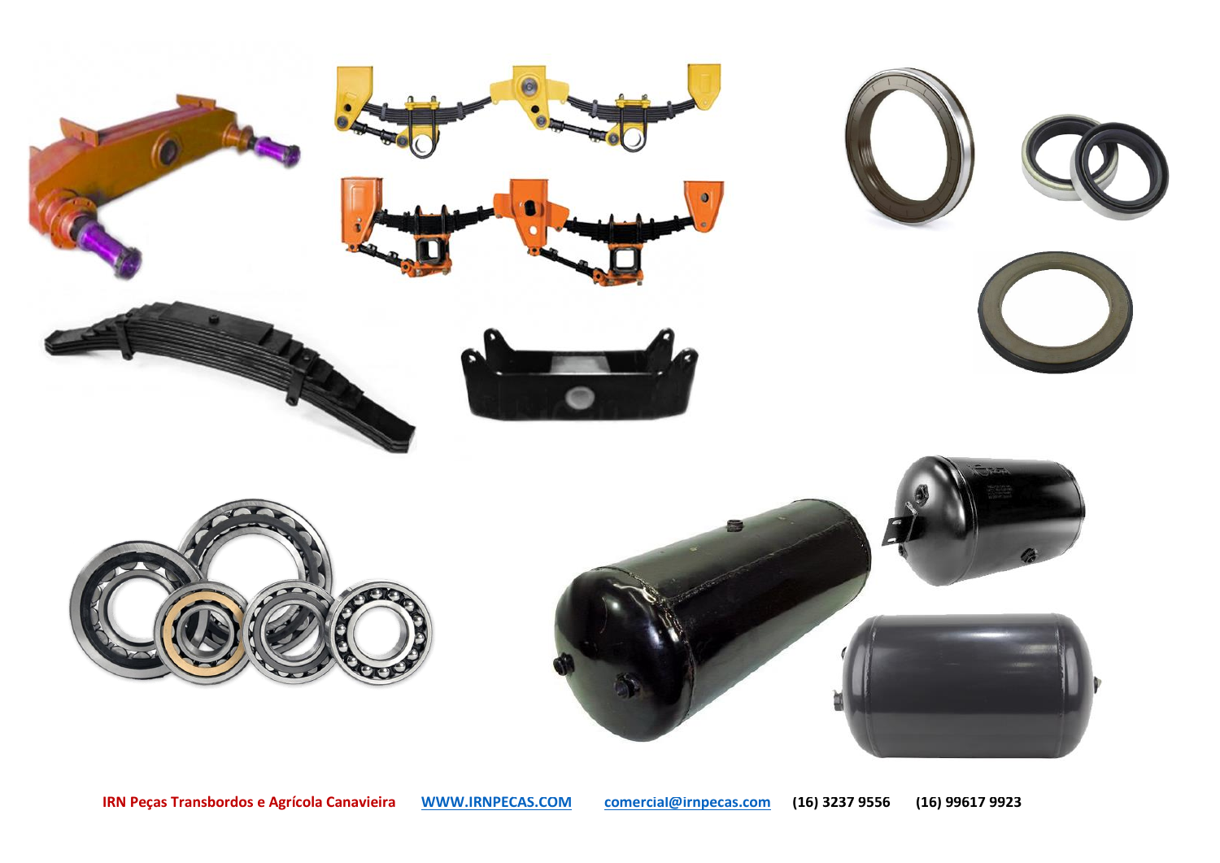**IRN Peças Transbordos e Agrícola Canavieira** **WWW.IRNPECAS.COM** **comercial@irnpecas.com** **(16) 3237 9556** **(16) 99617 9923**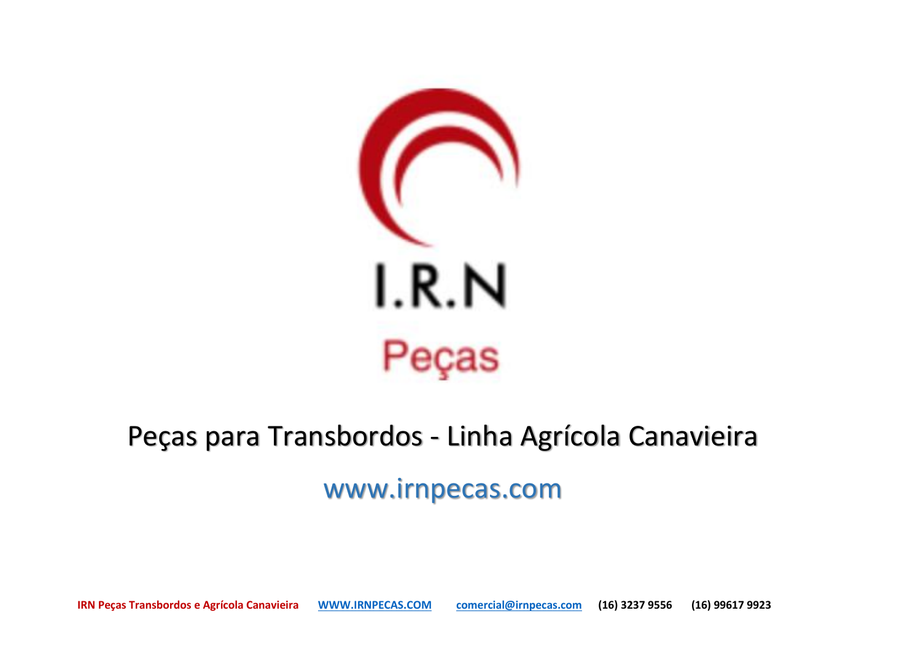I.R.N

Peças

Peças para Transbordos - Linha Agrícola Canavieira

www.irnpecas.com

**IRN Peças Transbordos e Agrícola Canavieira** **WWW.IRNPECAS.COM** **comercial@irnpecas.com** **(16) 3237 9556** **(16) 99617 9923**